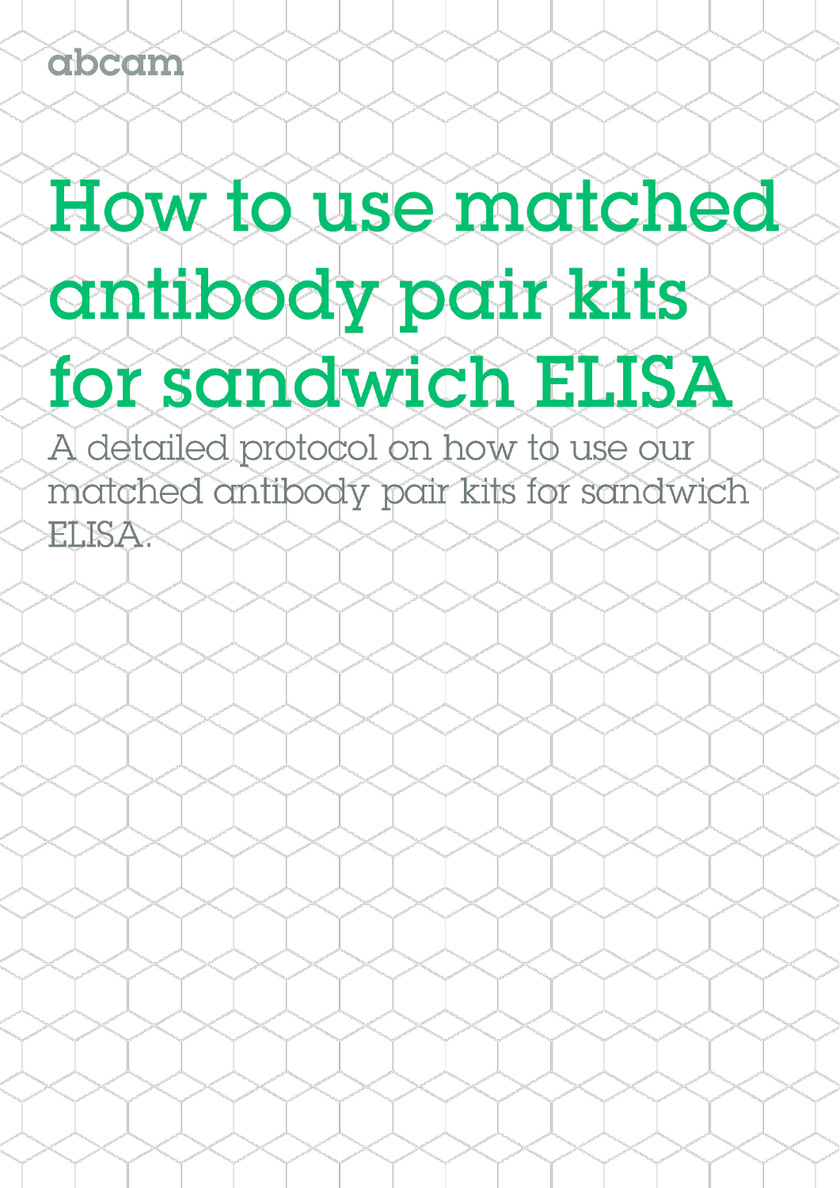abcam

# How to use matched antibody pair kits for sandwich ELISA

A detailed protocol on how to use our matched antibody pair kits for sandwich ELISA.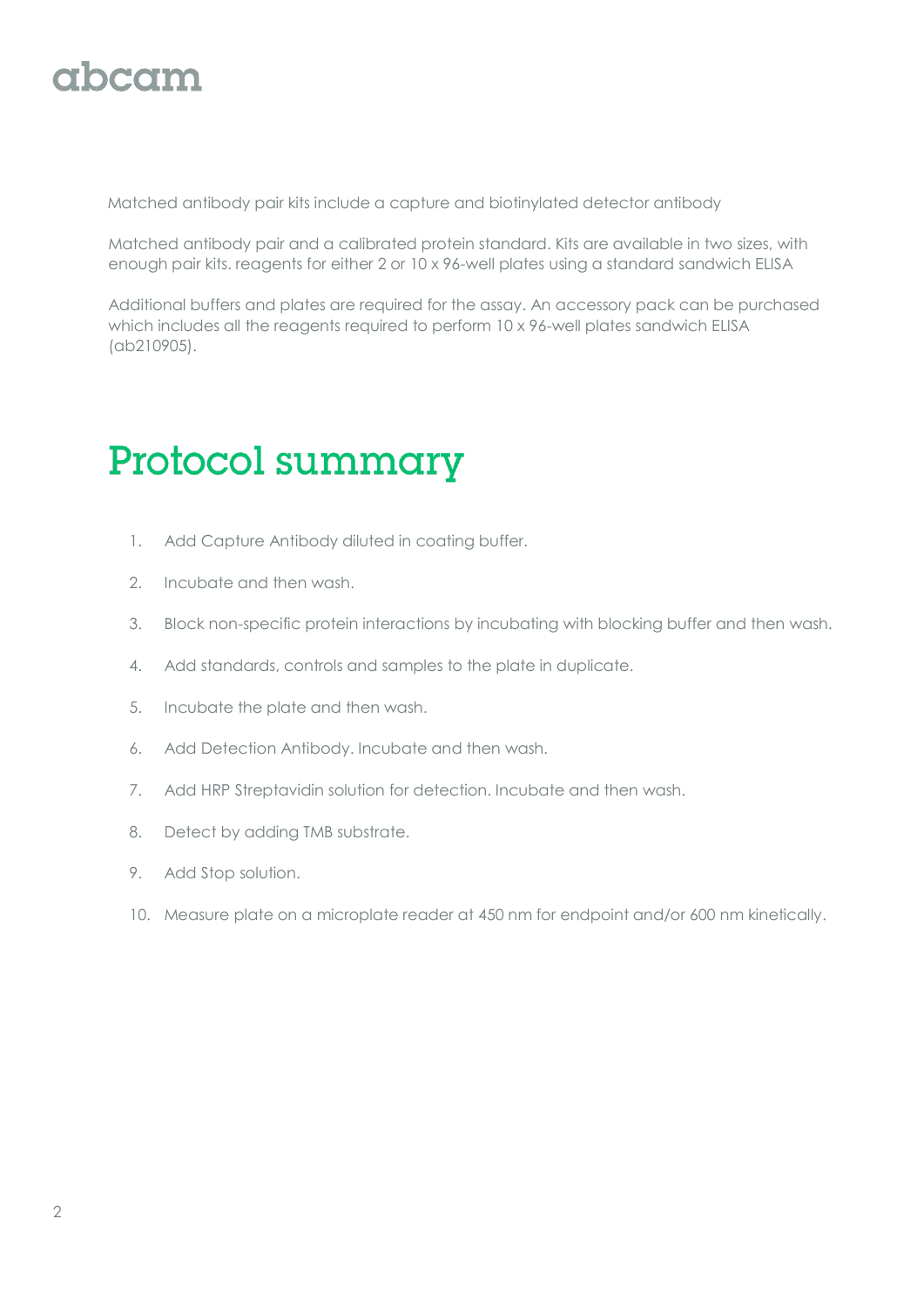Matched antibody pair kits include a capture and biotinylated detector antibody

Matched antibody pair and a calibrated protein standard. Kits are available in two sizes, with enough pair kits. reagents for either 2 or 10 x 96-well plates using a standard sandwich ELISA

Additional buffers and plates are required for the assay. An accessory pack can be purchased which includes all the reagents required to perform 10 x 96-well plates sandwich ELISA (ab210905).

# Protocol summary

1. Add Capture Antibody diluted in coating buffer.
2. Incubate and then wash.
3. Block non-specific protein interactions by incubating with blocking buffer and then wash.
4. Add standards, controls and samples to the plate in duplicate.
5. Incubate the plate and then wash.
6. Add Detection Antibody. Incubate and then wash.
7. Add HRP Streptavidin solution for detection. Incubate and then wash.
8. Detect by adding TMB substrate.
9. Add Stop solution.
10. Measure plate on a microplate reader at 450 nm for endpoint and/or 600 nm kinetically.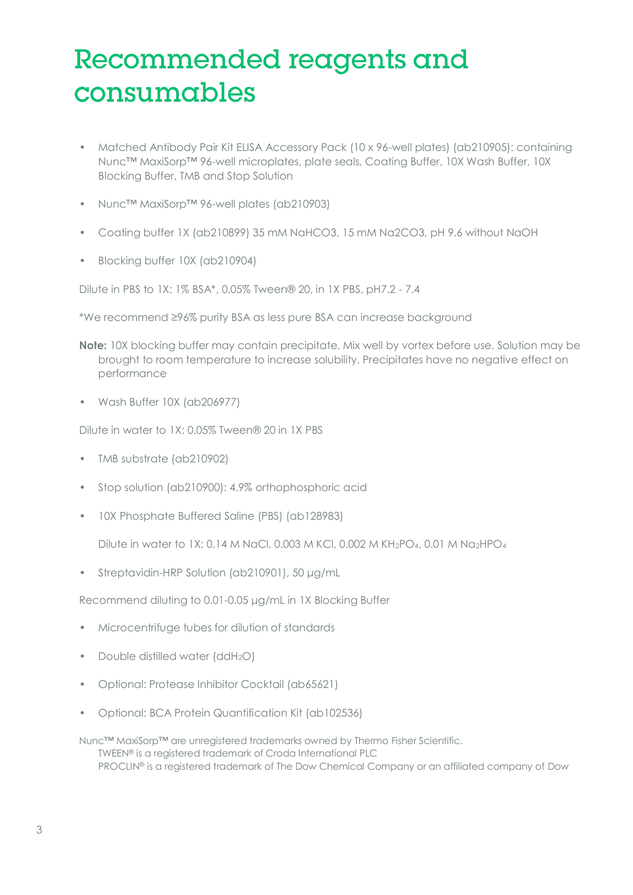# Recommended reagents and consumables

- Matched Antibody Pair Kit ELISA Accessory Pack (10 x 96-well plates) (ab210905): containing Nunc™ MaxiSorp™ 96-well microplates, plate seals, Coating Buffer, 10X Wash Buffer, 10X Blocking Buffer, TMB and Stop Solution
- Nunc™ MaxiSorp™ 96-well plates (ab210903)
- Coating buffer 1X (ab210899) 35 mM $NaHCO_3$, 15 mM $Na_2CO_3$, pH 9.6 without NaOH
- Blocking buffer 10X (ab210904)

Dilute in PBS to 1X: 1% BSA*, 0.05% Tween® 20, in 1X PBS, pH7.2 - 7.4

*We recommend ≥96% purity BSA as less pure BSA can increase background

**Note:** 10X blocking buffer may contain precipitate. Mix well by vortex before use. Solution may be brought to room temperature to increase solubility. Precipitates have no negative effect on performance

- Wash Buffer 10X (ab206977)

Dilute in water to 1X: 0.05% Tween® 20 in 1X PBS

- TMB substrate (ab210902)
- Stop solution (ab210900): 4.9% orthophosphoric acid
- 10X Phosphate Buffered Saline (PBS) (ab128983)

  Dilute in water to 1X: 0.14 M NaCl, 0.003 M KCl, 0.002 M $KH_2PO_4$, 0.01 M $Na_2HPO_4$

- Streptavidin-HRP Solution (ab210901), 50 µg/mL

Recommend diluting to 0.01-0.05 µg/mL in 1X Blocking Buffer

- Microcentrifuge tubes for dilution of standards
- Double distilled water ($ddH_2O$)
- Optional: Protease Inhibitor Cocktail (ab65621)
- Optional: BCA Protein Quantification Kit (ab102536)

Nunc™ MaxiSorp™ are unregistered trademarks owned by Thermo Fisher Scientific.
TWEEN® is a registered trademark of Croda International PLC
PROCLIN® is a registered trademark of The Dow Chemical Company or an affiliated company of Dow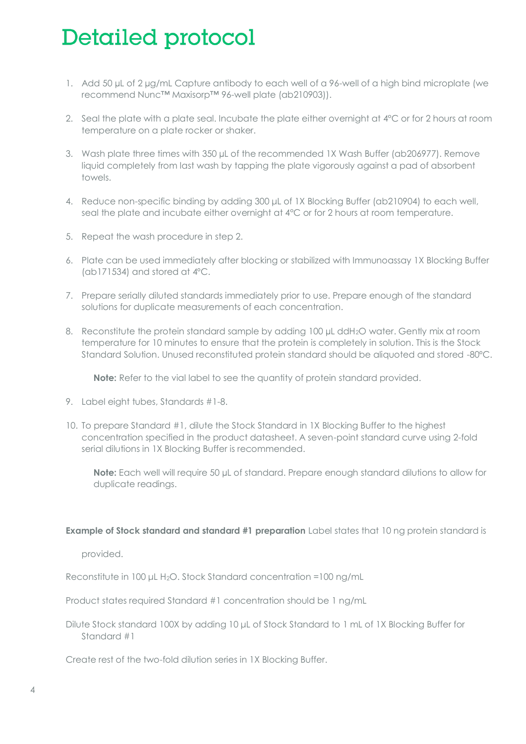# Detailed protocol

1. Add 50 µL of 2 µg/mL Capture antibody to each well of a 96-well of a high bind microplate (we recommend Nunc™ Maxisorp™ 96-well plate (ab210903)).

2. Seal the plate with a plate seal. Incubate the plate either overnight at 4°C or for 2 hours at room temperature on a plate rocker or shaker.

3. Wash plate three times with 350 µL of the recommended 1X Wash Buffer (ab206977). Remove liquid completely from last wash by tapping the plate vigorously against a pad of absorbent towels.

4. Reduce non-specific binding by adding 300 µL of 1X Blocking Buffer (ab210904) to each well, seal the plate and incubate either overnight at 4°C or for 2 hours at room temperature.

5. Repeat the wash procedure in step 2.

6. Plate can be used immediately after blocking or stabilized with Immunoassay 1X Blocking Buffer (ab171534) and stored at 4°C.

7. Prepare serially diluted standards immediately prior to use. Prepare enough of the standard solutions for duplicate measurements of each concentration.

8. Reconstitute the protein standard sample by adding 100 µL dd$H_2O$ water. Gently mix at room temperature for 10 minutes to ensure that the protein is completely in solution. This is the Stock Standard Solution. Unused reconstituted protein standard should be aliquoted and stored -80°C.

   **Note:** Refer to the vial label to see the quantity of protein standard provided.

9. Label eight tubes, Standards #1-8.

10. To prepare Standard #1, dilute the Stock Standard in 1X Blocking Buffer to the highest concentration specified in the product datasheet. A seven-point standard curve using 2-fold serial dilutions in 1X Blocking Buffer is recommended.

    **Note:** Each well will require 50 µL of standard. Prepare enough standard dilutions to allow for duplicate readings.

**Example of Stock standard and standard #1 preparation** Label states that 10 ng protein standard is provided.

Reconstitute in 100 µL $H_2O$. Stock Standard concentration =100 ng/mL

Product states required Standard #1 concentration should be 1 ng/mL

Dilute Stock standard 100X by adding 10 µL of Stock Standard to 1 mL of 1X Blocking Buffer for Standard #1

Create rest of the two-fold dilution series in 1X Blocking Buffer.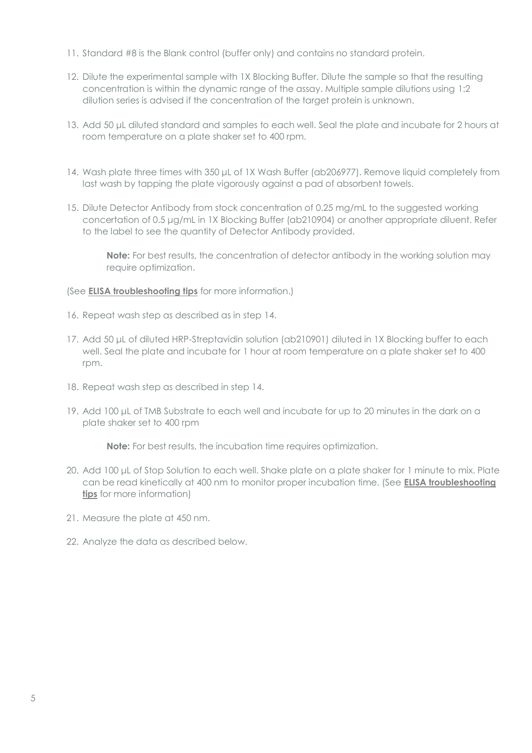11. Standard #8 is the Blank control (buffer only) and contains no standard protein.

12. Dilute the experimental sample with 1X Blocking Buffer. Dilute the sample so that the resulting concentration is within the dynamic range of the assay. Multiple sample dilutions using 1:2 dilution series is advised if the concentration of the target protein is unknown.

13. Add 50 µL diluted standard and samples to each well. Seal the plate and incubate for 2 hours at room temperature on a plate shaker set to 400 rpm.

14. Wash plate three times with 350 µL of 1X Wash Buffer (ab206977). Remove liquid completely from last wash by tapping the plate vigorously against a pad of absorbent towels.

15. Dilute Detector Antibody from stock concentration of 0.25 mg/mL to the suggested working concertation of 0.5 µg/mL in 1X Blocking Buffer (ab210904) or another appropriate diluent. Refer to the label to see the quantity of Detector Antibody provided.

    **Note:** For best results, the concentration of detector antibody in the working solution may require optimization.

(See **ELISA troubleshooting tips** for more information.)

16. Repeat wash step as described as in step 14.

17. Add 50 µL of diluted HRP-Streptavidin solution (ab210901) diluted in 1X Blocking buffer to each well. Seal the plate and incubate for 1 hour at room temperature on a plate shaker set to 400 rpm.

18. Repeat wash step as described in step 14.

19. Add 100 µL of TMB Substrate to each well and incubate for up to 20 minutes in the dark on a plate shaker set to 400 rpm

    **Note:** For best results, the incubation time requires optimization.

20. Add 100 µL of Stop Solution to each well. Shake plate on a plate shaker for 1 minute to mix. Plate can be read kinetically at 400 nm to monitor proper incubation time. (See **ELISA troubleshooting tips** for more information)

21. Measure the plate at 450 nm.

22. Analyze the data as described below.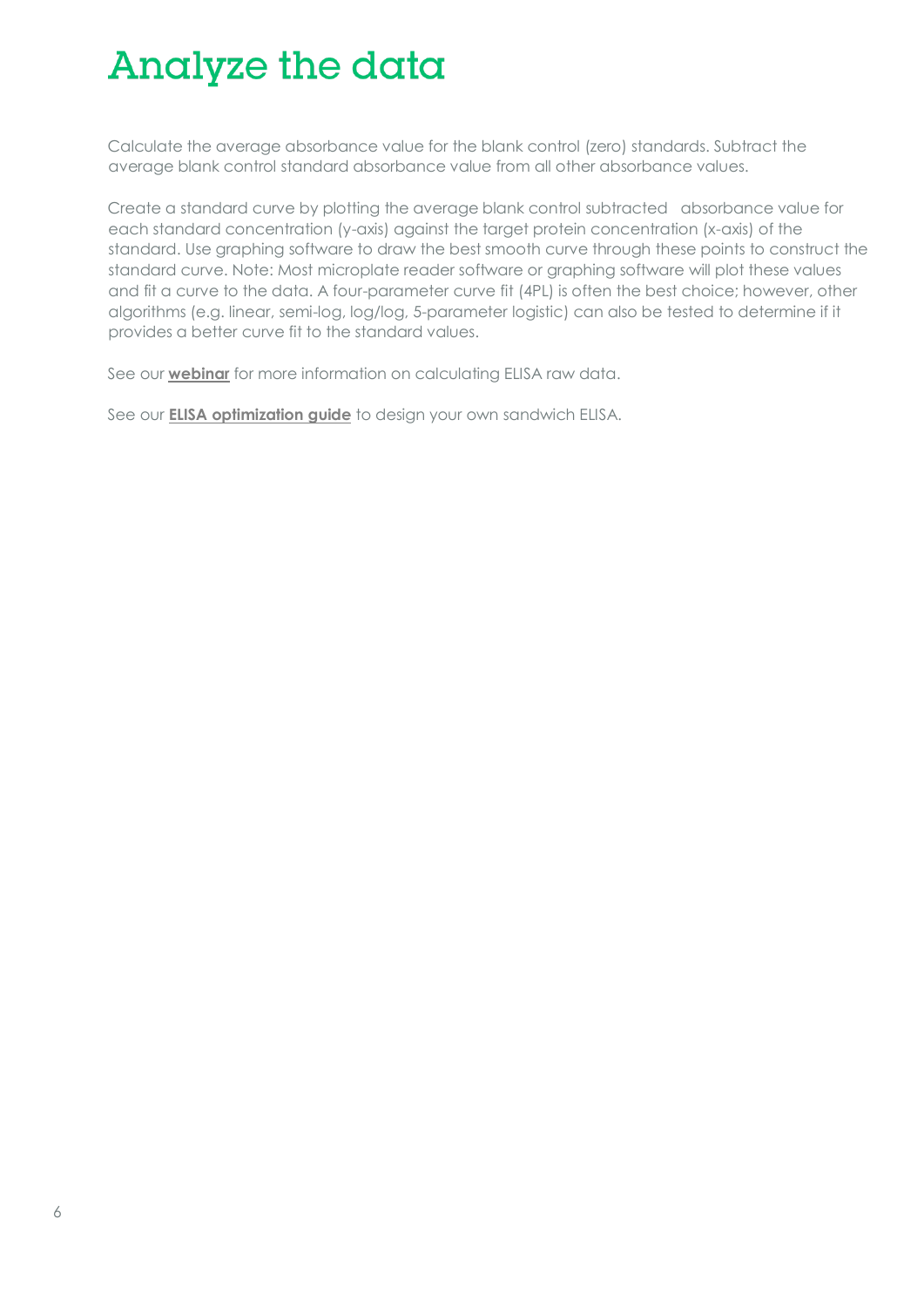# Analyze the data

Calculate the average absorbance value for the blank control (zero) standards. Subtract the average blank control standard absorbance value from all other absorbance values.

Create a standard curve by plotting the average blank control subtracted absorbance value for each standard concentration (y-axis) against the target protein concentration (x-axis) of the standard. Use graphing software to draw the best smooth curve through these points to construct the standard curve. Note: Most microplate reader software or graphing software will plot these values and fit a curve to the data. A four-parameter curve fit (4PL) is often the best choice; however, other algorithms (e.g. linear, semi-log, log/log, 5-parameter logistic) can also be tested to determine if it provides a better curve fit to the standard values.

See our **webinar** for more information on calculating ELISA raw data.

See our **ELISA optimization guide** to design your own sandwich ELISA.